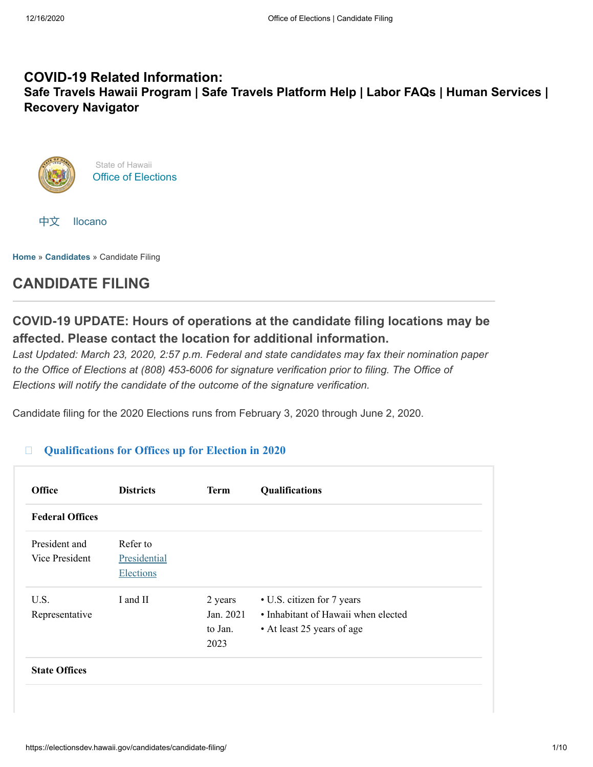**COVID-19 Related Information:**
**Safe Travels Hawaii Program | Safe Travels Platform Help | Labor FAQs | Human Services | Recovery Navigator**

State of Hawaii
Office of Elections

中文 Ilocano

**Home** » **Candidates** » Candidate Filing

# CANDIDATE FILING

## COVID-19 UPDATE: Hours of operations at the candidate filing locations may be affected. Please contact the location for additional information.

*Last Updated: March 23, 2020, 2:57 p.m. Federal and state candidates may fax their nomination paper to the Office of Elections at (808) 453-6006 for signature verification prior to filing. The Office of Elections will notify the candidate of the outcome of the signature verification.*

Candidate filing for the 2020 Elections runs from February 3, 2020 through June 2, 2020.

### Qualifications for Offices up for Election in 2020

| Office | Districts | Term | Qualifications |
|---|---|---|---|
| **Federal Offices** | | | |
| President and Vice President | Refer to Presidential Elections | | |
| U.S. Representative | I and II | 2 years Jan. 2021 to Jan. 2023 | • U.S. citizen for 7 years<br>• Inhabitant of Hawaii when elected<br>• At least 25 years of age |
| **State Offices** | | | |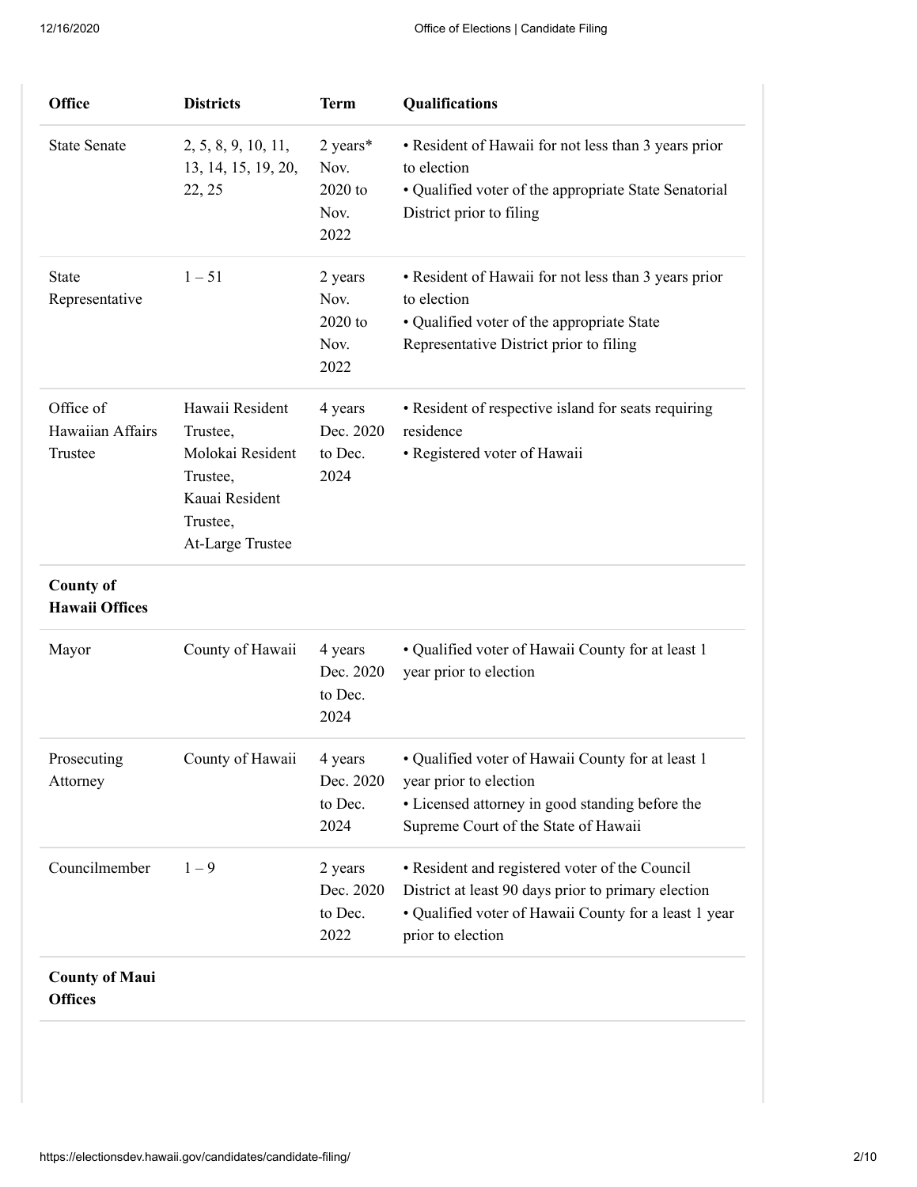| Office | Districts | Term | Qualifications |
|---|---|---|---|
| State Senate | 2, 5, 8, 9, 10, 11, 13, 14, 15, 19, 20, 22, 25 | 2 years* Nov. 2020 to Nov. 2022 | • Resident of Hawaii for not less than 3 years prior to election<br>• Qualified voter of the appropriate State Senatorial District prior to filing |
| State Representative | 1 – 51 | 2 years Nov. 2020 to Nov. 2022 | • Resident of Hawaii for not less than 3 years prior to election<br>• Qualified voter of the appropriate State Representative District prior to filing |
| Office of Hawaiian Affairs Trustee | Hawaii Resident Trustee, Molokai Resident Trustee, Kauai Resident Trustee, At-Large Trustee | 4 years Dec. 2020 to Dec. 2024 | • Resident of respective island for seats requiring residence<br>• Registered voter of Hawaii |
| **County of Hawaii Offices** | | | |
| Mayor | County of Hawaii | 4 years Dec. 2020 to Dec. 2024 | • Qualified voter of Hawaii County for at least 1 year prior to election |
| Prosecuting Attorney | County of Hawaii | 4 years Dec. 2020 to Dec. 2024 | • Qualified voter of Hawaii County for at least 1 year prior to election<br>• Licensed attorney in good standing before the Supreme Court of the State of Hawaii |
| Councilmember | 1 – 9 | 2 years Dec. 2020 to Dec. 2022 | • Resident and registered voter of the Council District at least 90 days prior to primary election<br>• Qualified voter of Hawaii County for a least 1 year prior to election |
| **County of Maui Offices** | | | |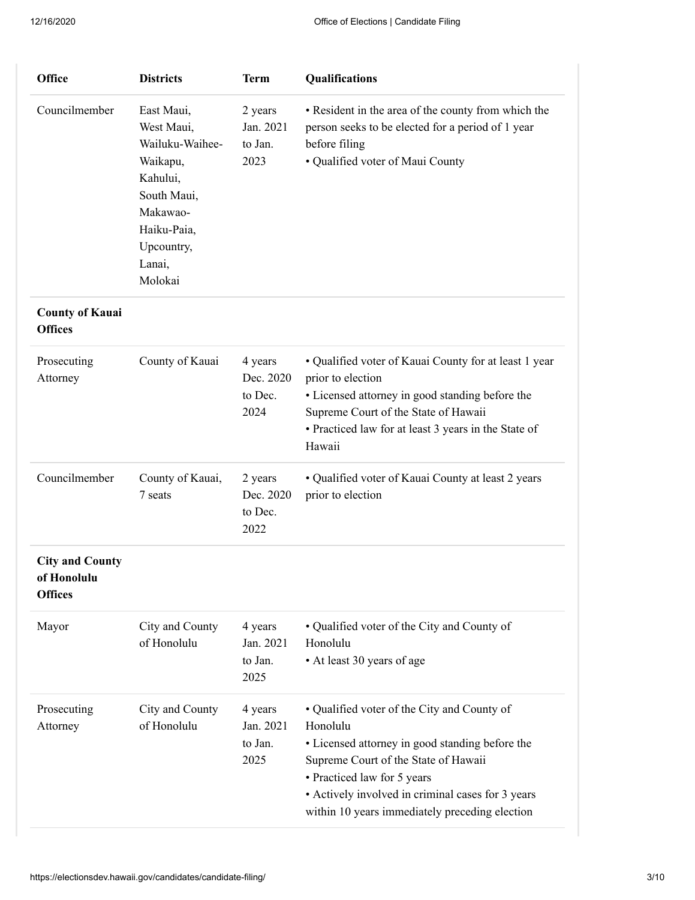| Office | Districts | Term | Qualifications |
| --- | --- | --- | --- |
| Councilmember | East Maui, West Maui, Wailuku-Waihee-Waikapu, Kahului, South Maui, Makawao-Haiku-Paia, Upcountry, Lanai, Molokai | 2 years Jan. 2021 to Jan. 2023 | • Resident in the area of the county from which the person seeks to be elected for a period of 1 year before filing<br>• Qualified voter of Maui County |
| **County of Kauai Offices** | | | |
| Prosecuting Attorney | County of Kauai | 4 years Dec. 2020 to Dec. 2024 | • Qualified voter of Kauai County for at least 1 year prior to election<br>• Licensed attorney in good standing before the Supreme Court of the State of Hawaii<br>• Practiced law for at least 3 years in the State of Hawaii |
| Councilmember | County of Kauai, 7 seats | 2 years Dec. 2020 to Dec. 2022 | • Qualified voter of Kauai County at least 2 years prior to election |
| **City and County of Honolulu Offices** | | | |
| Mayor | City and County of Honolulu | 4 years Jan. 2021 to Jan. 2025 | • Qualified voter of the City and County of Honolulu<br>• At least 30 years of age |
| Prosecuting Attorney | City and County of Honolulu | 4 years Jan. 2021 to Jan. 2025 | • Qualified voter of the City and County of Honolulu<br>• Licensed attorney in good standing before the Supreme Court of the State of Hawaii<br>• Practiced law for 5 years<br>• Actively involved in criminal cases for 3 years within 10 years immediately preceding election |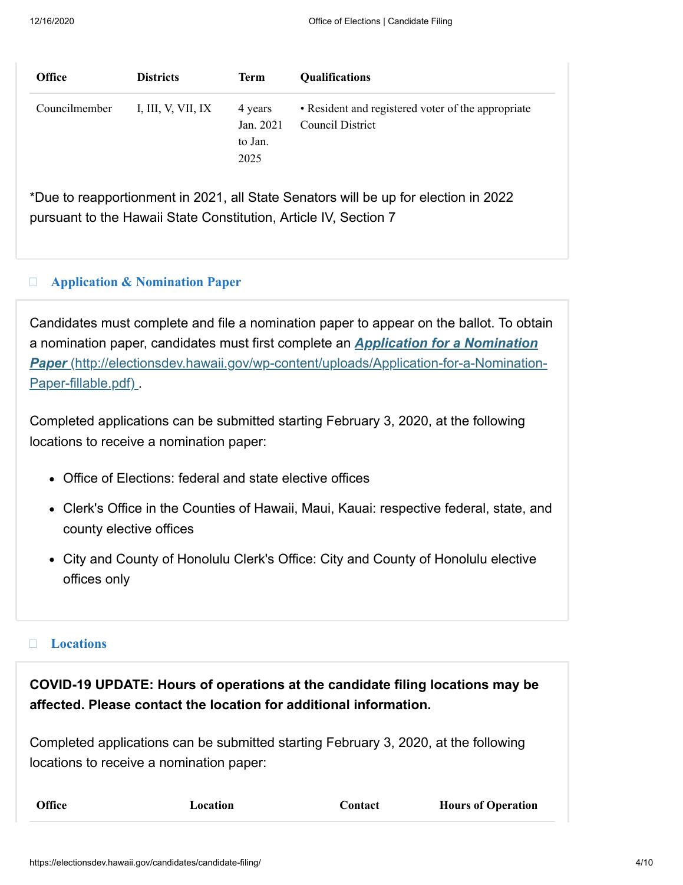| Office | Districts | Term | Qualifications |
| --- | --- | --- | --- |
| Councilmember | I, III, V, VII, IX | 4 years Jan. 2021 to Jan. 2025 | • Resident and registered voter of the appropriate Council District |

*Due to reapportionment in 2021, all State Senators will be up for election in 2022 pursuant to the Hawaii State Constitution, Article IV, Section 7

### Application & Nomination Paper

Candidates must complete and file a nomination paper to appear on the ballot. To obtain a nomination paper, candidates must first complete an ***Application for a Nomination Paper*** (http://electionsdev.hawaii.gov/wp-content/uploads/Application-for-a-Nomination-Paper-fillable.pdf) .

Completed applications can be submitted starting February 3, 2020, at the following locations to receive a nomination paper:

- Office of Elections: federal and state elective offices
- Clerk's Office in the Counties of Hawaii, Maui, Kauai: respective federal, state, and county elective offices
- City and County of Honolulu Clerk's Office: City and County of Honolulu elective offices only

### Locations

**COVID-19 UPDATE: Hours of operations at the candidate filing locations may be affected. Please contact the location for additional information.**

Completed applications can be submitted starting February 3, 2020, at the following locations to receive a nomination paper:

| Office | Location | Contact | Hours of Operation |
| --- | --- | --- | --- |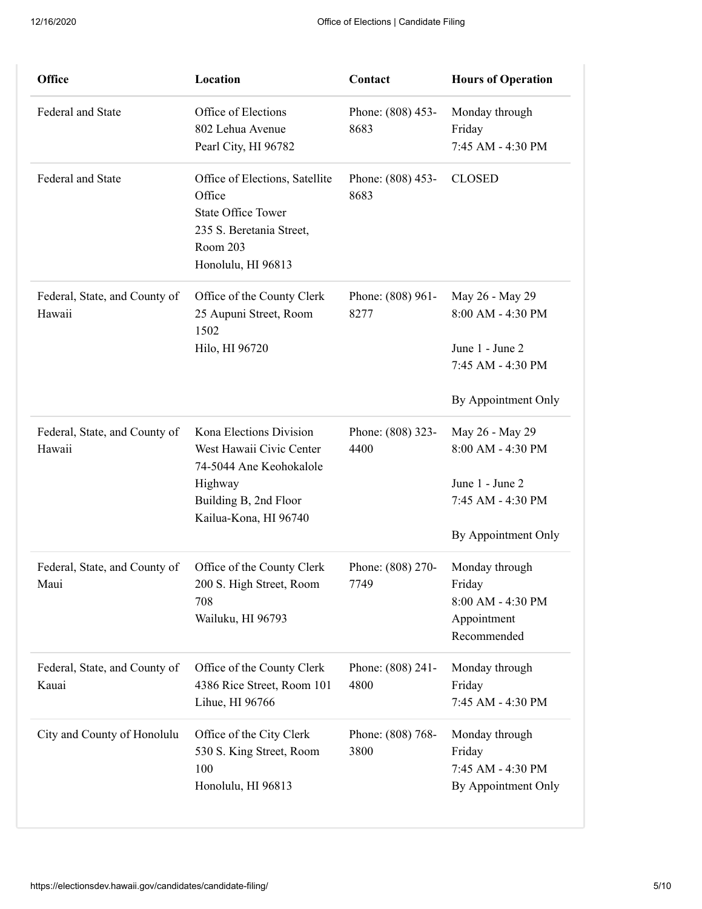| Office | Location | Contact | Hours of Operation |
|---|---|---|---|
| Federal and State | Office of Elections<br>802 Lehua Avenue<br>Pearl City, HI 96782 | Phone: (808) 453-8683 | Monday through Friday<br>7:45 AM - 4:30 PM |
| Federal and State | Office of Elections, Satellite Office<br>State Office Tower<br>235 S. Beretania Street, Room 203<br>Honolulu, HI 96813 | Phone: (808) 453-8683 | CLOSED |
| Federal, State, and County of Hawaii | Office of the County Clerk<br>25 Aupuni Street, Room 1502<br>Hilo, HI 96720 | Phone: (808) 961-8277 | May 26 - May 29<br>8:00 AM - 4:30 PM<br><br>June 1 - June 2<br>7:45 AM - 4:30 PM<br><br>By Appointment Only |
| Federal, State, and County of Hawaii | Kona Elections Division<br>West Hawaii Civic Center<br>74-5044 Ane Keohokalole Highway<br>Building B, 2nd Floor<br>Kailua-Kona, HI 96740 | Phone: (808) 323-4400 | May 26 - May 29<br>8:00 AM - 4:30 PM<br><br>June 1 - June 2<br>7:45 AM - 4:30 PM<br><br>By Appointment Only |
| Federal, State, and County of Maui | Office of the County Clerk<br>200 S. High Street, Room 708<br>Wailuku, HI 96793 | Phone: (808) 270-7749 | Monday through Friday<br>8:00 AM - 4:30 PM<br>Appointment Recommended |
| Federal, State, and County of Kauai | Office of the County Clerk<br>4386 Rice Street, Room 101<br>Lihue, HI 96766 | Phone: (808) 241-4800 | Monday through Friday<br>7:45 AM - 4:30 PM |
| City and County of Honolulu | Office of the City Clerk<br>530 S. King Street, Room 100<br>Honolulu, HI 96813 | Phone: (808) 768-3800 | Monday through Friday<br>7:45 AM - 4:30 PM<br>By Appointment Only |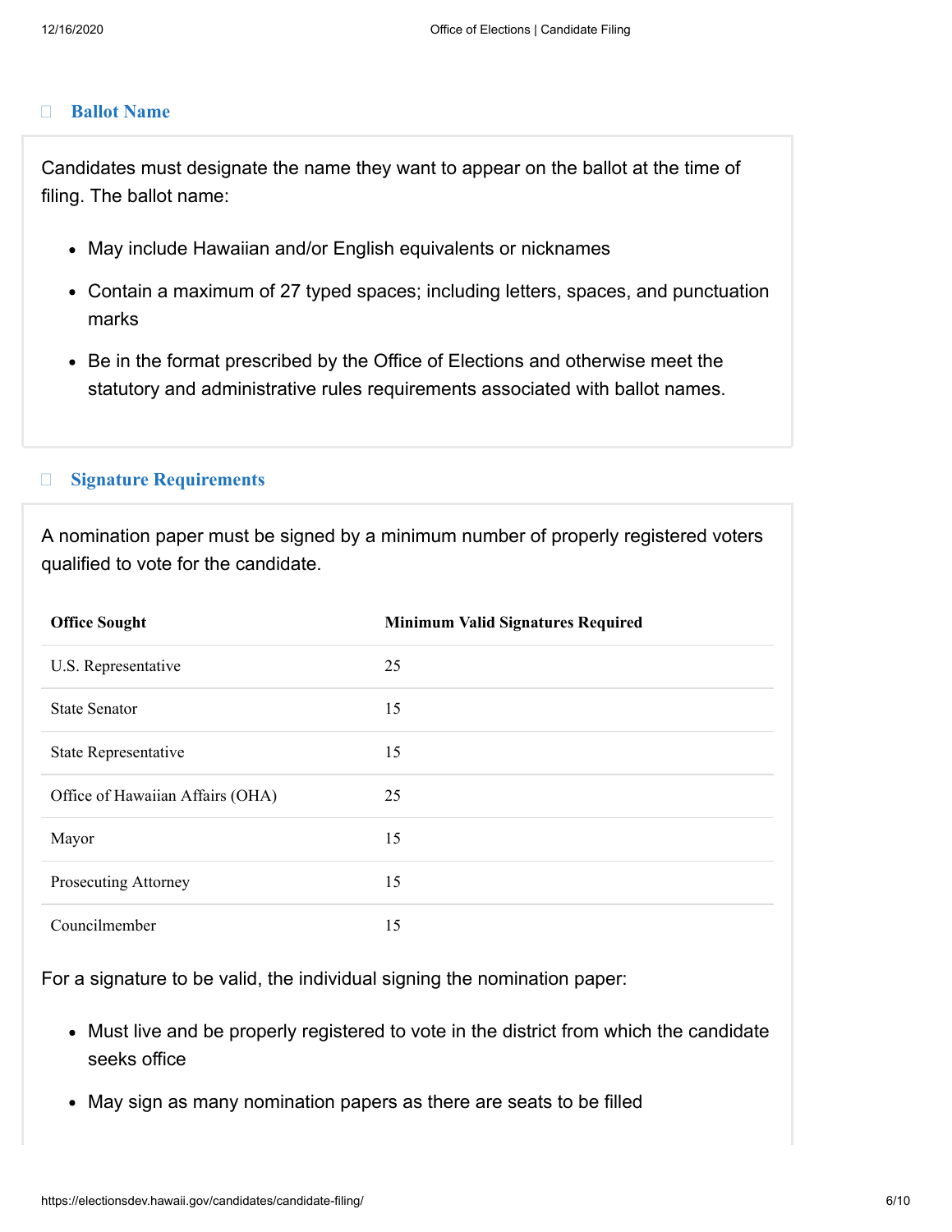### Ballot Name

Candidates must designate the name they want to appear on the ballot at the time of filing. The ballot name:

- May include Hawaiian and/or English equivalents or nicknames
- Contain a maximum of 27 typed spaces; including letters, spaces, and punctuation marks
- Be in the format prescribed by the Office of Elections and otherwise meet the statutory and administrative rules requirements associated with ballot names.

### Signature Requirements

A nomination paper must be signed by a minimum number of properly registered voters qualified to vote for the candidate.

| Office Sought | Minimum Valid Signatures Required |
|---|---|
| U.S. Representative | 25 |
| State Senator | 15 |
| State Representative | 15 |
| Office of Hawaiian Affairs (OHA) | 25 |
| Mayor | 15 |
| Prosecuting Attorney | 15 |
| Councilmember | 15 |

For a signature to be valid, the individual signing the nomination paper:

- Must live and be properly registered to vote in the district from which the candidate seeks office
- May sign as many nomination papers as there are seats to be filled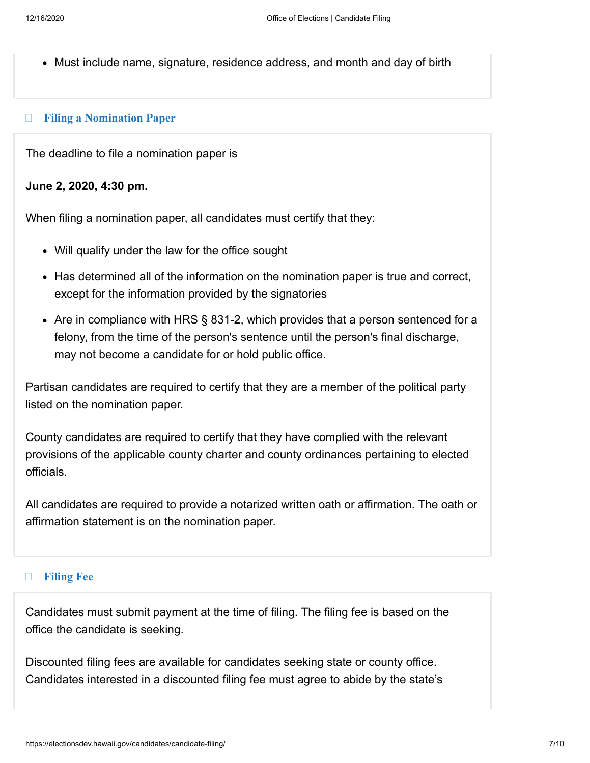- Must include name, signature, residence address, and month and day of birth

### Filing a Nomination Paper

The deadline to file a nomination paper is

**June 2, 2020, 4:30 pm.**

When filing a nomination paper, all candidates must certify that they:

- Will qualify under the law for the office sought
- Has determined all of the information on the nomination paper is true and correct, except for the information provided by the signatories
- Are in compliance with HRS § 831-2, which provides that a person sentenced for a felony, from the time of the person's sentence until the person's final discharge, may not become a candidate for or hold public office.

Partisan candidates are required to certify that they are a member of the political party listed on the nomination paper.

County candidates are required to certify that they have complied with the relevant provisions of the applicable county charter and county ordinances pertaining to elected officials.

All candidates are required to provide a notarized written oath or affirmation. The oath or affirmation statement is on the nomination paper.

### Filing Fee

Candidates must submit payment at the time of filing. The filing fee is based on the office the candidate is seeking.

Discounted filing fees are available for candidates seeking state or county office. Candidates interested in a discounted filing fee must agree to abide by the state's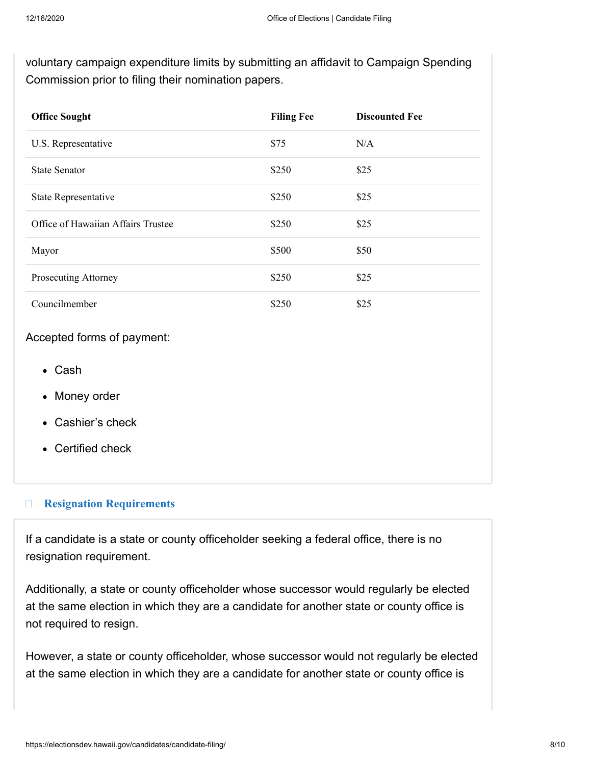voluntary campaign expenditure limits by submitting an affidavit to Campaign Spending Commission prior to filing their nomination papers.

| Office Sought | Filing Fee | Discounted Fee |
|---|---|---|
| U.S. Representative | $75 | N/A |
| State Senator | $250 | $25 |
| State Representative | $250 | $25 |
| Office of Hawaiian Affairs Trustee | $250 | $25 |
| Mayor | $500 | $50 |
| Prosecuting Attorney | $250 | $25 |
| Councilmember | $250 | $25 |

Accepted forms of payment:

- Cash
- Money order
- Cashier's check
- Certified check

## Resignation Requirements

If a candidate is a state or county officeholder seeking a federal office, there is no resignation requirement.

Additionally, a state or county officeholder whose successor would regularly be elected at the same election in which they are a candidate for another state or county office is not required to resign.

However, a state or county officeholder, whose successor would not regularly be elected at the same election in which they are a candidate for another state or county office is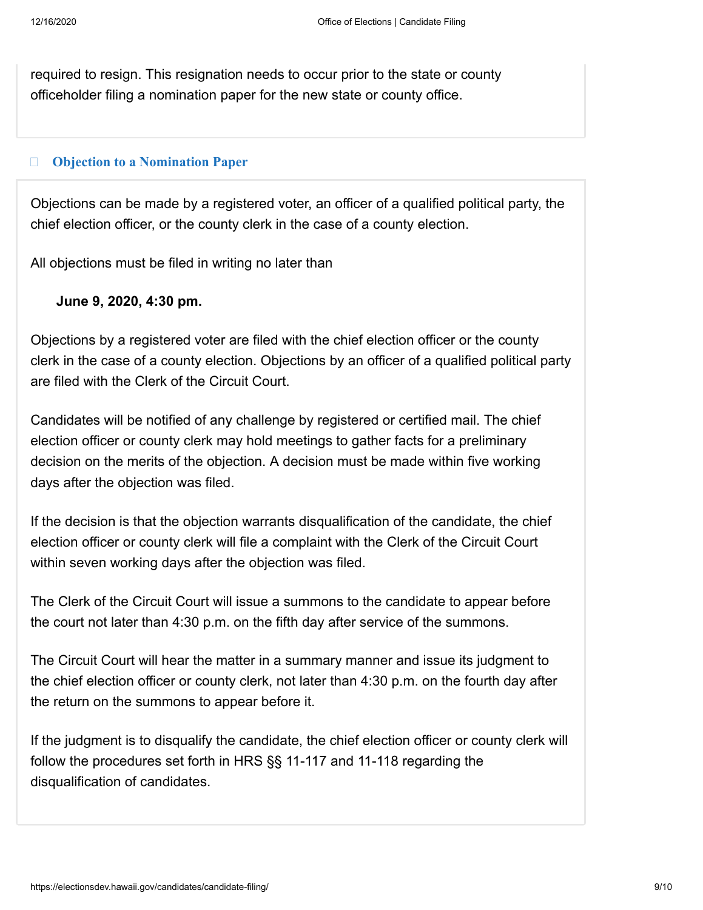required to resign. This resignation needs to occur prior to the state or county officeholder filing a nomination paper for the new state or county office.

### Objection to a Nomination Paper

Objections can be made by a registered voter, an officer of a qualified political party, the chief election officer, or the county clerk in the case of a county election.

All objections must be filed in writing no later than

**June 9, 2020, 4:30 pm.**

Objections by a registered voter are filed with the chief election officer or the county clerk in the case of a county election. Objections by an officer of a qualified political party are filed with the Clerk of the Circuit Court.

Candidates will be notified of any challenge by registered or certified mail. The chief election officer or county clerk may hold meetings to gather facts for a preliminary decision on the merits of the objection. A decision must be made within five working days after the objection was filed.

If the decision is that the objection warrants disqualification of the candidate, the chief election officer or county clerk will file a complaint with the Clerk of the Circuit Court within seven working days after the objection was filed.

The Clerk of the Circuit Court will issue a summons to the candidate to appear before the court not later than 4:30 p.m. on the fifth day after service of the summons.

The Circuit Court will hear the matter in a summary manner and issue its judgment to the chief election officer or county clerk, not later than 4:30 p.m. on the fourth day after the return on the summons to appear before it.

If the judgment is to disqualify the candidate, the chief election officer or county clerk will follow the procedures set forth in HRS §§ 11-117 and 11-118 regarding the disqualification of candidates.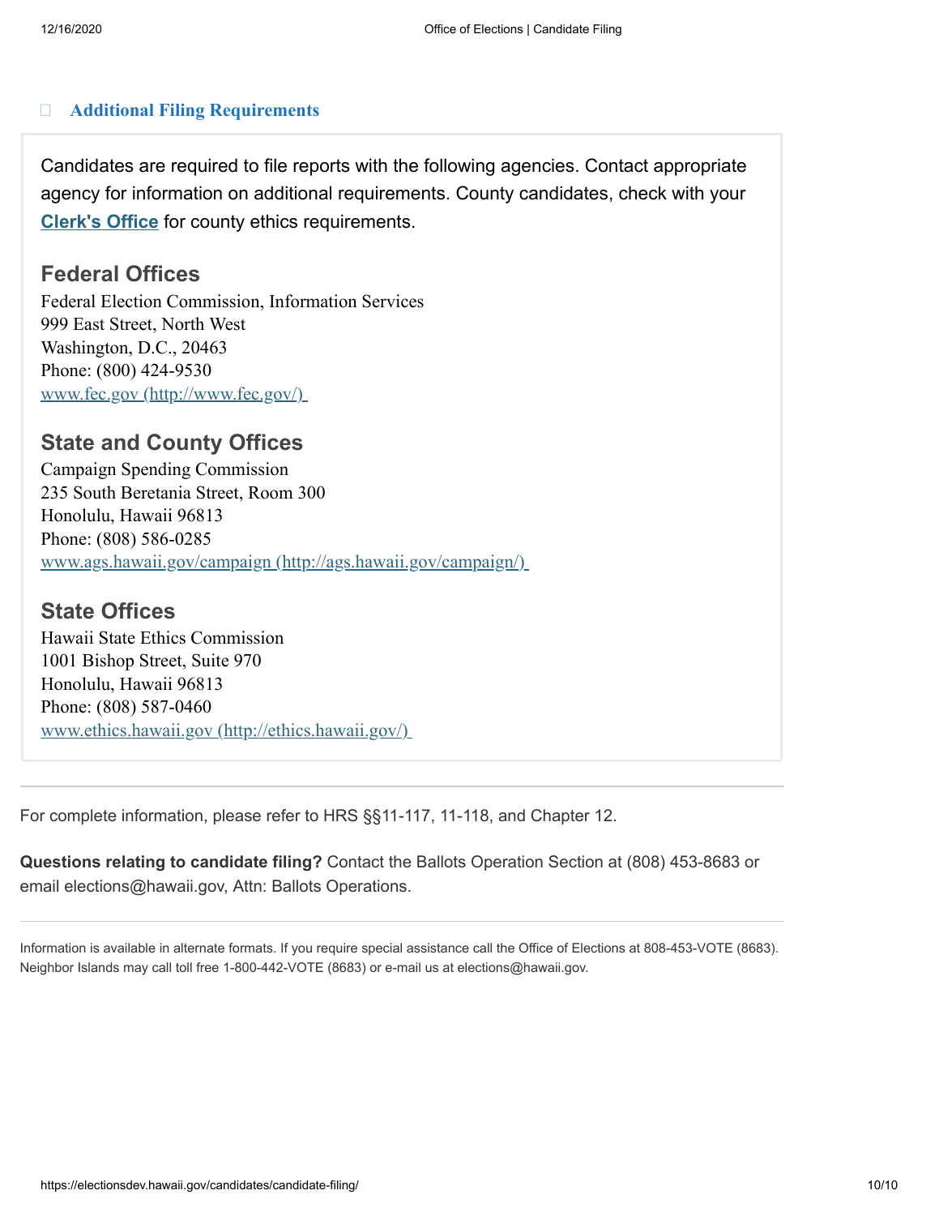## Additional Filing Requirements

Candidates are required to file reports with the following agencies. Contact appropriate agency for information on additional requirements. County candidates, check with your **Clerk's Office** for county ethics requirements.

### Federal Offices

Federal Election Commission, Information Services
999 East Street, North West
Washington, D.C., 20463
Phone: (800) 424-9530
www.fec.gov (http://www.fec.gov/)

### State and County Offices

Campaign Spending Commission
235 South Beretania Street, Room 300
Honolulu, Hawaii 96813
Phone: (808) 586-0285
www.ags.hawaii.gov/campaign (http://ags.hawaii.gov/campaign/)

### State Offices

Hawaii State Ethics Commission
1001 Bishop Street, Suite 970
Honolulu, Hawaii 96813
Phone: (808) 587-0460
www.ethics.hawaii.gov (http://ethics.hawaii.gov/)

---

For complete information, please refer to HRS §§11-117, 11-118, and Chapter 12.

**Questions relating to candidate filing?** Contact the Ballots Operation Section at (808) 453-8683 or email elections@hawaii.gov, Attn: Ballots Operations.

---

Information is available in alternate formats. If you require special assistance call the Office of Elections at 808-453-VOTE (8683). Neighbor Islands may call toll free 1-800-442-VOTE (8683) or e-mail us at elections@hawaii.gov.